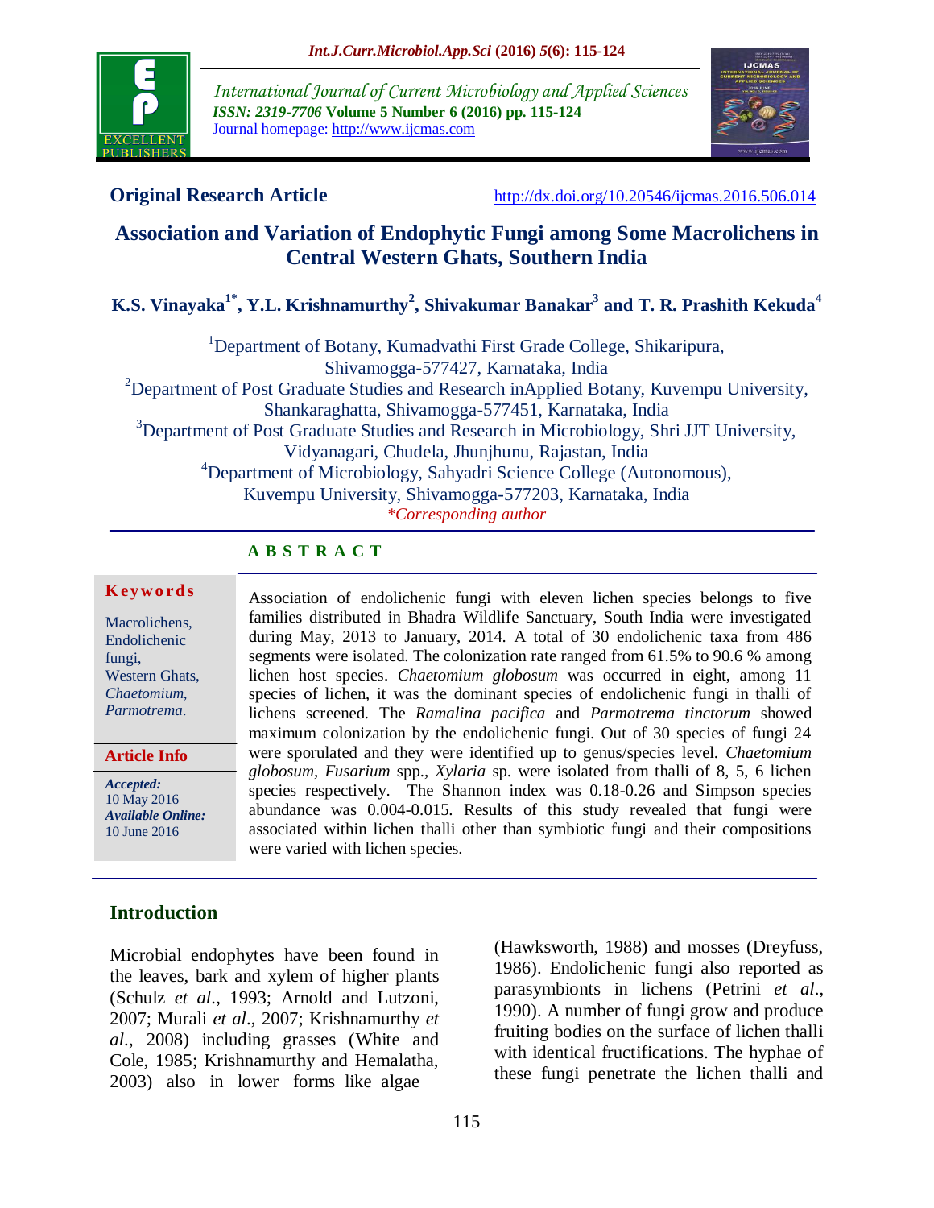**Original Research Article**

http://dx.doi.org/10.20546/ijcmas.2016.506.014

# Association and Variation of Endophytic Fungi among Some Macrolichens in Central Western Ghats, Southern India

**K.S. Vinayaka[1*], Y.L. Krishnamurthy[2], Shivakumar Banakar[3] and T. R. Prashith Kekuda[4]**

[1]Department of Botany, Kumadvathi First Grade College, Shikaripura, Shivamogga-577427, Karnataka, India
[2]Department of Post Graduate Studies and Research inApplied Botany, Kuvempu University, Shankaraghatta, Shivamogga-577451, Karnataka, India
[3]Department of Post Graduate Studies and Research in Microbiology, Shri JJT University, Vidyanagari, Chudela, Jhunjhunu, Rajastan, India
[4]Department of Microbiology, Sahyadri Science College (Autonomous), Kuvempu University, Shivamogga-577203, Karnataka, India
*\*Corresponding author*

## ABSTRACT

**Keywords**

Macrolichens, Endolichenic fungi, Western Ghats, *Chaetomium*, *Parmotrema*.

**Article Info**

***Accepted:*** 10 May 2016
***Available Online:*** 10 June 2016

Association of endolichenic fungi with eleven lichen species belongs to five families distributed in Bhadra Wildlife Sanctuary, South India were investigated during May, 2013 to January, 2014. A total of 30 endolichenic taxa from 486 segments were isolated. The colonization rate ranged from 61.5% to 90.6 % among lichen host species. *Chaetomium globosum* was occurred in eight, among 11 species of lichen, it was the dominant species of endolichenic fungi in thalli of lichens screened. The *Ramalina pacifica* and *Parmotrema tinctorum* showed maximum colonization by the endolichenic fungi. Out of 30 species of fungi 24 were sporulated and they were identified up to genus/species level. *Chaetomium globosum, Fusarium* spp., *Xylaria* sp. were isolated from thalli of 8, 5, 6 lichen species respectively. The Shannon index was 0.18-0.26 and Simpson species abundance was 0.004-0.015. Results of this study revealed that fungi were associated within lichen thalli other than symbiotic fungi and their compositions were varied with lichen species.

## Introduction

Microbial endophytes have been found in the leaves, bark and xylem of higher plants (Schulz *et al*., 1993; Arnold and Lutzoni, 2007; Murali *et al*., 2007; Krishnamurthy *et al*., 2008) including grasses (White and Cole, 1985; Krishnamurthy and Hemalatha, 2003) also in lower forms like algae (Hawksworth, 1988) and mosses (Dreyfuss, 1986). Endolichenic fungi also reported as parasymbionts in lichens (Petrini *et al*., 1990). A number of fungi grow and produce fruiting bodies on the surface of lichen thalli with identical fructifications. The hyphae of these fungi penetrate the lichen thalli and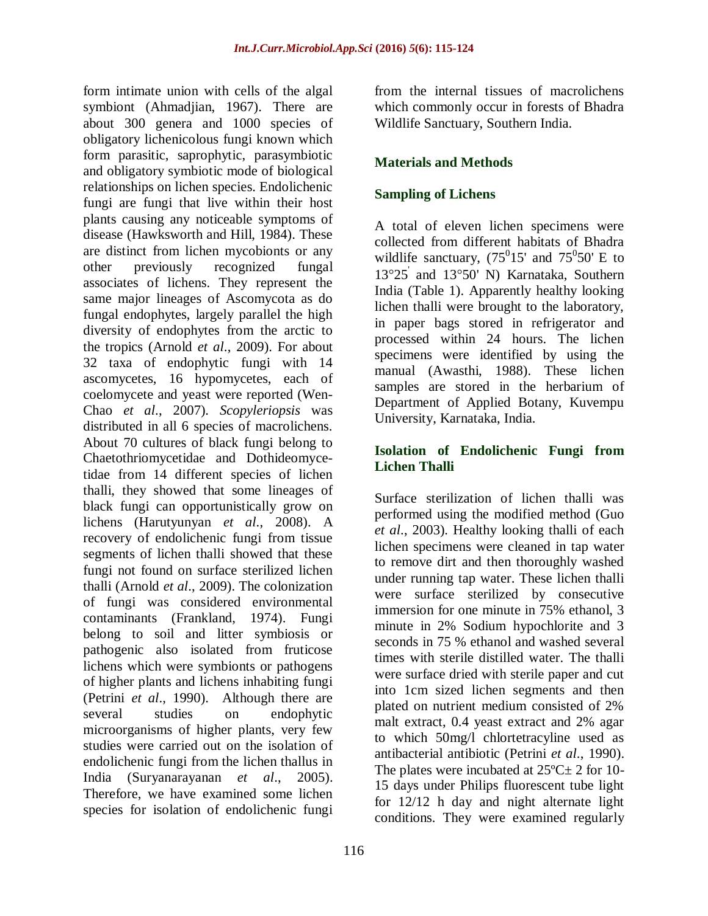form intimate union with cells of the algal symbiont (Ahmadjian, 1967). There are about 300 genera and 1000 species of obligatory lichenicolous fungi known which form parasitic, saprophytic, parasymbiotic and obligatory symbiotic mode of biological relationships on lichen species. Endolichenic fungi are fungi that live within their host plants causing any noticeable symptoms of disease (Hawksworth and Hill, 1984). These are distinct from lichen mycobionts or any other previously recognized fungal associates of lichens. They represent the same major lineages of Ascomycota as do fungal endophytes, largely parallel the high diversity of endophytes from the arctic to the tropics (Arnold *et al*., 2009). For about 32 taxa of endophytic fungi with 14 ascomycetes, 16 hypomycetes, each of coelomycete and yeast were reported (Wen-Chao *et al*., 2007). *Scopyleriopsis* was distributed in all 6 species of macrolichens. About 70 cultures of black fungi belong to Chaetothriomycetidae and Dothideomycetidae from 14 different species of lichen thalli, they showed that some lineages of black fungi can opportunistically grow on lichens (Harutyunyan *et al*., 2008). A recovery of endolichenic fungi from tissue segments of lichen thalli showed that these fungi not found on surface sterilized lichen thalli (Arnold *et al*., 2009). The colonization of fungi was considered environmental contaminants (Frankland, 1974). Fungi belong to soil and litter symbiosis or pathogenic also isolated from fruticose lichens which were symbionts or pathogens of higher plants and lichens inhabiting fungi (Petrini *et al*., 1990). Although there are several studies on endophytic microorganisms of higher plants, very few studies were carried out on the isolation of endolichenic fungi from the lichen thallus in India (Suryanarayanan *et al*., 2005). Therefore, we have examined some lichen species for isolation of endolichenic fungi from the internal tissues of macrolichens which commonly occur in forests of Bhadra Wildlife Sanctuary, Southern India.

## Materials and Methods

### Sampling of Lichens

A total of eleven lichen specimens were collected from different habitats of Bhadra wildlife sanctuary, ($75^0$15' and $75^0$50' E to 13°25' and 13°50' N) Karnataka, Southern India (Table 1). Apparently healthy looking lichen thalli were brought to the laboratory, in paper bags stored in refrigerator and processed within 24 hours. The lichen specimens were identified by using the manual (Awasthi, 1988). These lichen samples are stored in the herbarium of Department of Applied Botany, Kuvempu University, Karnataka, India.

### Isolation of Endolichenic Fungi from Lichen Thalli

Surface sterilization of lichen thalli was performed using the modified method (Guo *et al*., 2003). Healthy looking thalli of each lichen specimens were cleaned in tap water to remove dirt and then thoroughly washed under running tap water. These lichen thalli were surface sterilized by consecutive immersion for one minute in 75% ethanol, 3 minute in 2% Sodium hypochlorite and 3 seconds in 75 % ethanol and washed several times with sterile distilled water. The thalli were surface dried with sterile paper and cut into 1cm sized lichen segments and then plated on nutrient medium consisted of 2% malt extract, 0.4 yeast extract and 2% agar to which 50mg/l chlortetracyline used as antibacterial antibiotic (Petrini *et al*., 1990). The plates were incubated at 25ºC± 2 for 10-15 days under Philips fluorescent tube light for 12/12 h day and night alternate light conditions. They were examined regularly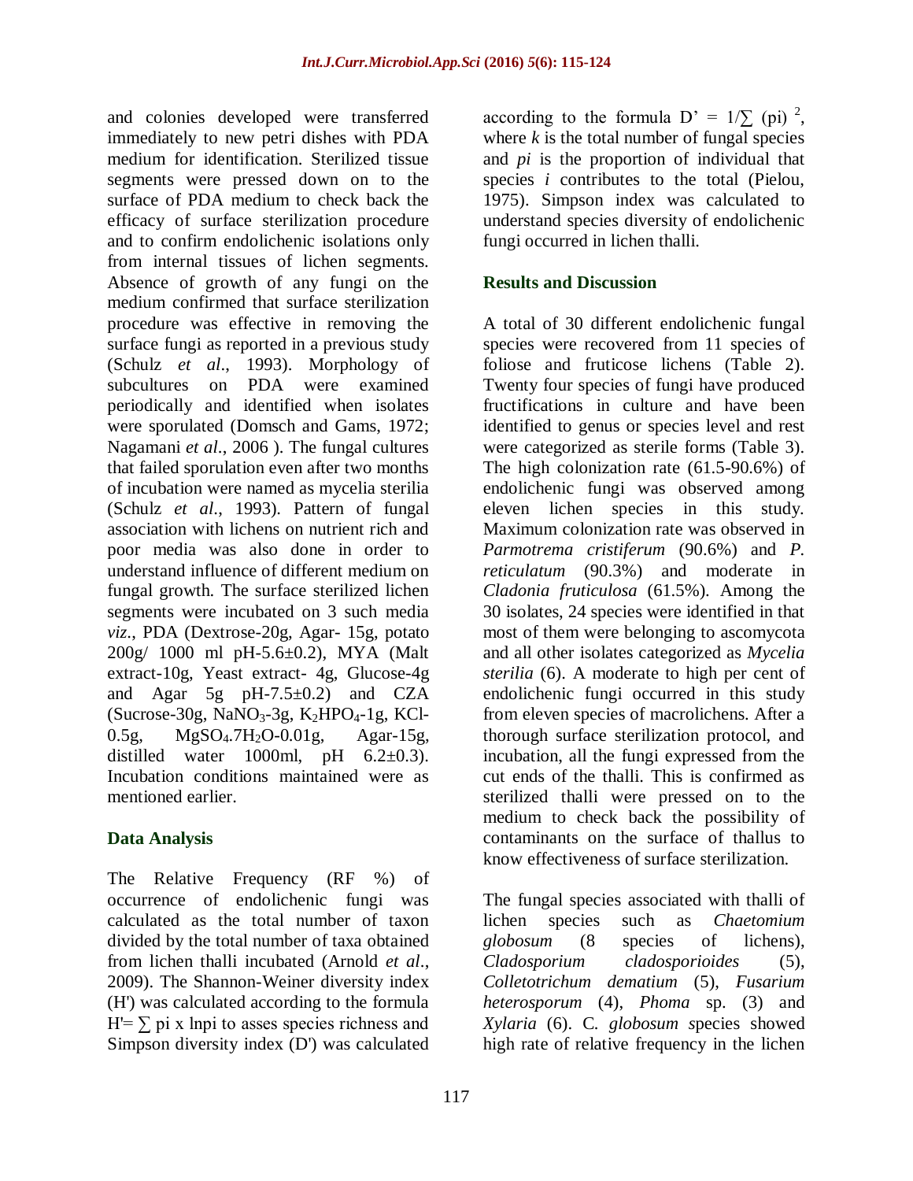and colonies developed were transferred immediately to new petri dishes with PDA medium for identification. Sterilized tissue segments were pressed down on to the surface of PDA medium to check back the efficacy of surface sterilization procedure and to confirm endolichenic isolations only from internal tissues of lichen segments. Absence of growth of any fungi on the medium confirmed that surface sterilization procedure was effective in removing the surface fungi as reported in a previous study (Schulz *et al*., 1993). Morphology of subcultures on PDA were examined periodically and identified when isolates were sporulated (Domsch and Gams, 1972; Nagamani *et al*., 2006 ). The fungal cultures that failed sporulation even after two months of incubation were named as mycelia sterilia (Schulz *et al*., 1993). Pattern of fungal association with lichens on nutrient rich and poor media was also done in order to understand influence of different medium on fungal growth. The surface sterilized lichen segments were incubated on 3 such media *viz*., PDA (Dextrose-20g, Agar- 15g, potato 200g/ 1000 ml pH-5.6±0.2), MYA (Malt extract-10g, Yeast extract- 4g, Glucose-4g and Agar 5g pH-7.5±0.2) and CZA (Sucrose-30g, $NaNO_3$-3g, $K_2HPO_4$-1g, KCl-0.5g, $MgSO_4.7H_2O$-0.01g, Agar-15g, distilled water 1000ml, pH 6.2±0.3). Incubation conditions maintained were as mentioned earlier.

## Data Analysis

The Relative Frequency (RF %) of occurrence of endolichenic fungi was calculated as the total number of taxon divided by the total number of taxa obtained from lichen thalli incubated (Arnold *et al*., 2009). The Shannon-Weiner diversity index (H') was calculated according to the formula $H' = \sum pi \times \ln pi$ to asses species richness and Simpson diversity index (D') was calculated according to the formula $D' = 1/\sum (pi)^2$, where *k* is the total number of fungal species and *pi* is the proportion of individual that species *i* contributes to the total (Pielou, 1975). Simpson index was calculated to understand species diversity of endolichenic fungi occurred in lichen thalli.

## Results and Discussion

A total of 30 different endolichenic fungal species were recovered from 11 species of foliose and fruticose lichens (Table 2). Twenty four species of fungi have produced fructifications in culture and have been identified to genus or species level and rest were categorized as sterile forms (Table 3). The high colonization rate (61.5-90.6%) of endolichenic fungi was observed among eleven lichen species in this study. Maximum colonization rate was observed in *Parmotrema cristiferum* (90.6%) and *P. reticulatum* (90.3%) and moderate in *Cladonia fruticulosa* (61.5%). Among the 30 isolates, 24 species were identified in that most of them were belonging to ascomycota and all other isolates categorized as *Mycelia sterilia* (6). A moderate to high per cent of endolichenic fungi occurred in this study from eleven species of macrolichens. After a thorough surface sterilization protocol, and incubation, all the fungi expressed from the cut ends of the thalli. This is confirmed as sterilized thalli were pressed on to the medium to check back the possibility of contaminants on the surface of thallus to know effectiveness of surface sterilization.

The fungal species associated with thalli of lichen species such as *Chaetomium globosum* (8 species of lichens), *Cladosporium cladosporioides* (5), *Colletotrichum dematium* (5), *Fusarium heterosporum* (4), *Phoma* sp. (3) and *Xylaria* (6). C. *globosum s*pecies showed high rate of relative frequency in the lichen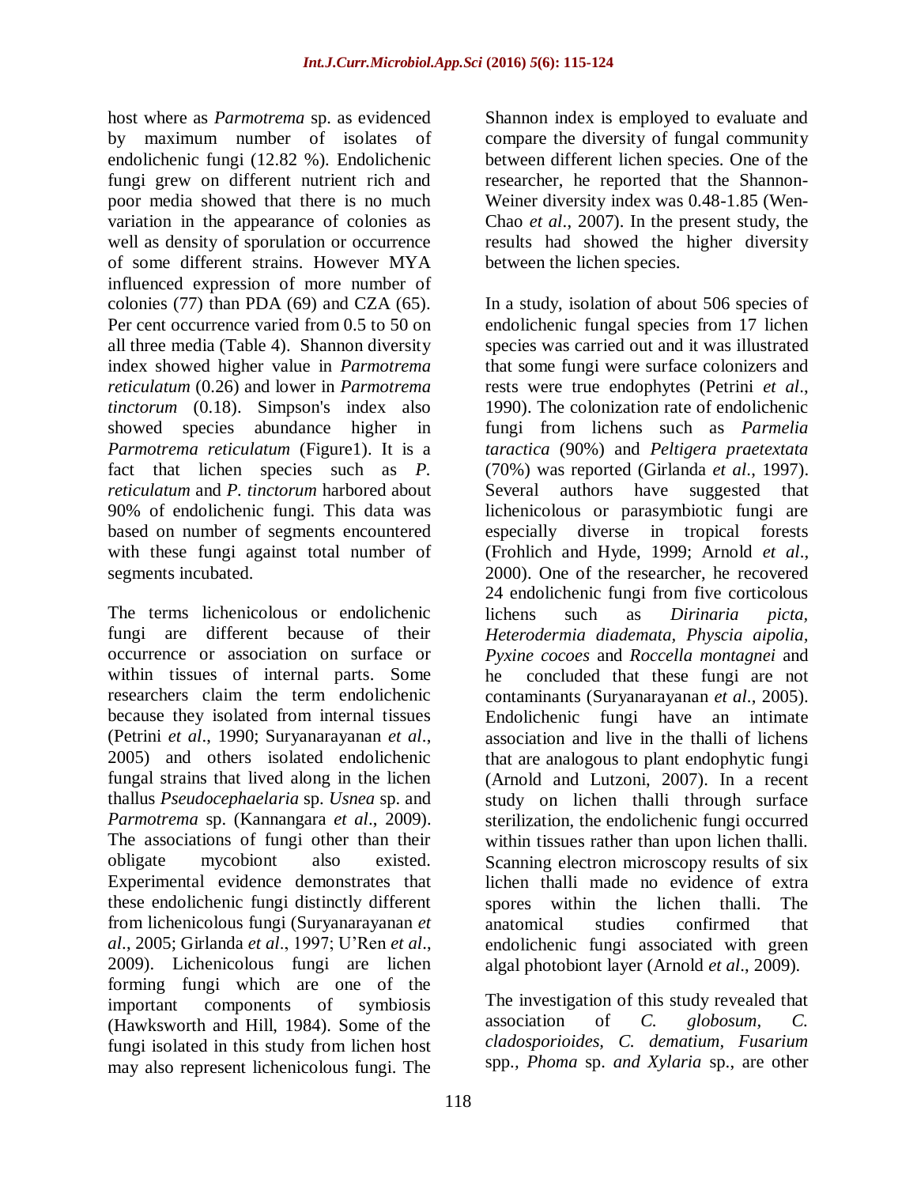host where as *Parmotrema* sp. as evidenced by maximum number of isolates of endolichenic fungi (12.82 %). Endolichenic fungi grew on different nutrient rich and poor media showed that there is no much variation in the appearance of colonies as well as density of sporulation or occurrence of some different strains. However MYA influenced expression of more number of colonies (77) than PDA (69) and CZA (65). Per cent occurrence varied from 0.5 to 50 on all three media (Table 4). Shannon diversity index showed higher value in *Parmotrema reticulatum* (0.26) and lower in *Parmotrema tinctorum* (0.18). Simpson's index also showed species abundance higher in *Parmotrema reticulatum* (Figure1). It is a fact that lichen species such as *P. reticulatum* and *P. tinctorum* harbored about 90% of endolichenic fungi. This data was based on number of segments encountered with these fungi against total number of segments incubated.

The terms lichenicolous or endolichenic fungi are different because of their occurrence or association on surface or within tissues of internal parts. Some researchers claim the term endolichenic because they isolated from internal tissues (Petrini *et al*., 1990; Suryanarayanan *et al*., 2005) and others isolated endolichenic fungal strains that lived along in the lichen thallus *Pseudocephaelaria* sp. *Usnea* sp. and *Parmotrema* sp. (Kannangara *et al*., 2009). The associations of fungi other than their obligate mycobiont also existed. Experimental evidence demonstrates that these endolichenic fungi distinctly different from lichenicolous fungi (Suryanarayanan *et al*., 2005; Girlanda *et al*., 1997; U'Ren *et al*., 2009). Lichenicolous fungi are lichen forming fungi which are one of the important components of symbiosis (Hawksworth and Hill, 1984). Some of the fungi isolated in this study from lichen host may also represent lichenicolous fungi. The Shannon index is employed to evaluate and compare the diversity of fungal community between different lichen species. One of the researcher, he reported that the Shannon-Weiner diversity index was 0.48-1.85 (Wen-Chao *et al*., 2007). In the present study, the results had showed the higher diversity between the lichen species.

In a study, isolation of about 506 species of endolichenic fungal species from 17 lichen species was carried out and it was illustrated that some fungi were surface colonizers and rests were true endophytes (Petrini *et al*., 1990). The colonization rate of endolichenic fungi from lichens such as *Parmelia taractica* (90%) and *Peltigera praetextata* (70%) was reported (Girlanda *et al*., 1997). Several authors have suggested that lichenicolous or parasymbiotic fungi are especially diverse in tropical forests (Frohlich and Hyde, 1999; Arnold *et al*., 2000). One of the researcher, he recovered 24 endolichenic fungi from five corticolous lichens such as *Dirinaria picta*, *Heterodermia diademata*, *Physcia aipolia*, *Pyxine cocoes* and *Roccella montagnei* and he concluded that these fungi are not contaminants (Suryanarayanan *et al*., 2005). Endolichenic fungi have an intimate association and live in the thalli of lichens that are analogous to plant endophytic fungi (Arnold and Lutzoni, 2007). In a recent study on lichen thalli through surface sterilization, the endolichenic fungi occurred within tissues rather than upon lichen thalli. Scanning electron microscopy results of six lichen thalli made no evidence of extra spores within the lichen thalli. The anatomical studies confirmed that endolichenic fungi associated with green algal photobiont layer (Arnold *et al*., 2009).

The investigation of this study revealed that association of *C. globosum*, *C. cladosporioides*, *C. dematium*, *Fusarium* spp., *Phoma* sp. *and Xylaria* sp., are other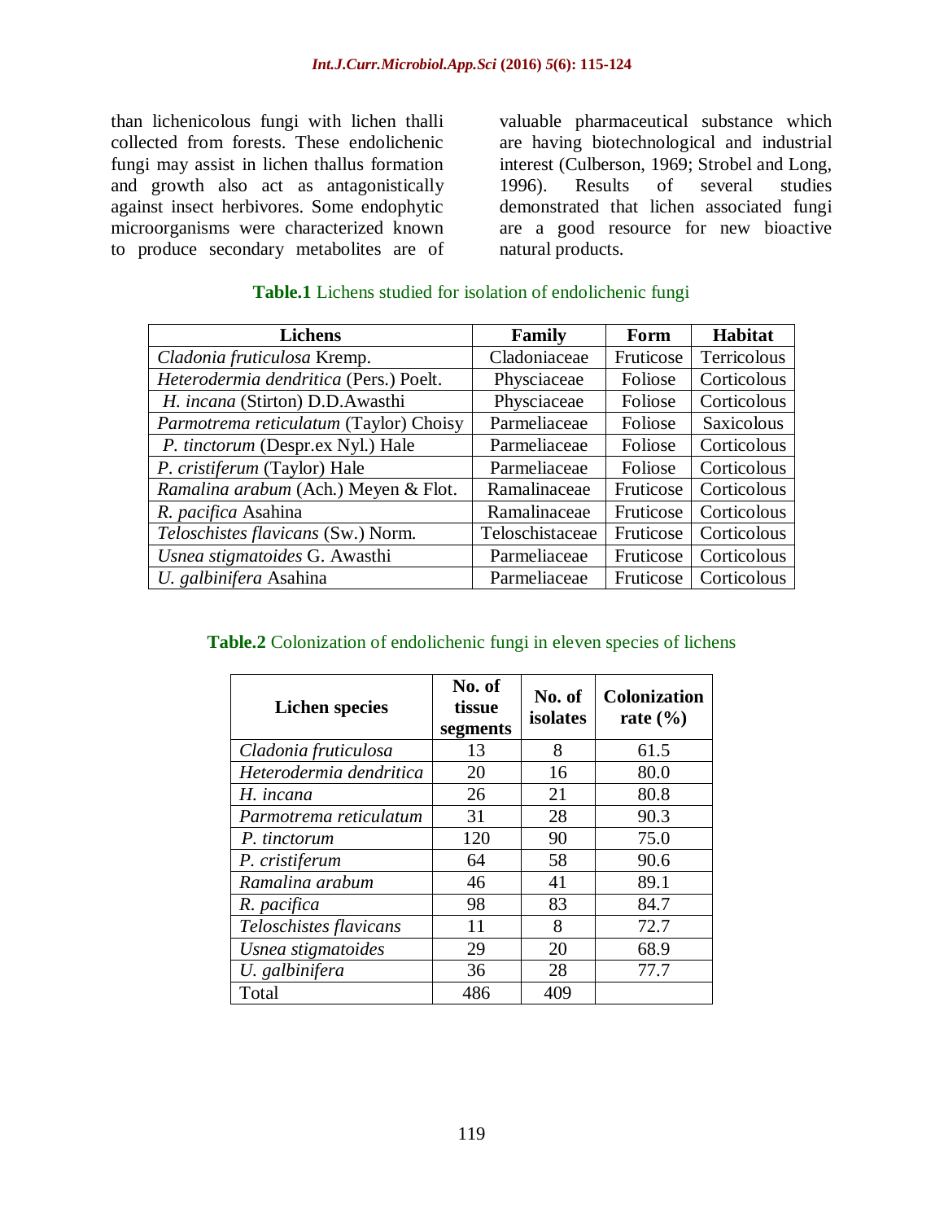than lichenicolous fungi with lichen thalli collected from forests. These endolichenic fungi may assist in lichen thallus formation and growth also act as antagonistically against insect herbivores. Some endophytic microorganisms were characterized known to produce secondary metabolites are of valuable pharmaceutical substance which are having biotechnological and industrial interest (Culberson, 1969; Strobel and Long, 1996). Results of several studies demonstrated that lichen associated fungi are a good resource for new bioactive natural products.

**Table.1** Lichens studied for isolation of endolichenic fungi

| Lichens | Family | Form | Habitat |
|---|---|---|---|
| *Cladonia fruticulosa* Kremp. | Cladoniaceae | Fruticose | Terricolous |
| *Heterodermia dendritica* (Pers.) Poelt. | Physciaceae | Foliose | Corticolous |
| *H. incana* (Stirton) D.D.Awasthi | Physciaceae | Foliose | Corticolous |
| *Parmotrema reticulatum* (Taylor) Choisy | Parmeliaceae | Foliose | Saxicolous |
| *P. tinctorum* (Despr.ex Nyl.) Hale | Parmeliaceae | Foliose | Corticolous |
| *P. cristiferum* (Taylor) Hale | Parmeliaceae | Foliose | Corticolous |
| *Ramalina arabum* (Ach.) Meyen & Flot. | Ramalinaceae | Fruticose | Corticolous |
| *R. pacifica* Asahina | Ramalinaceae | Fruticose | Corticolous |
| *Teloschistes flavicans* (Sw.) Norm. | Teloschistaceae | Fruticose | Corticolous |
| *Usnea stigmatoides* G. Awasthi | Parmeliaceae | Fruticose | Corticolous |
| *U. galbinifera* Asahina | Parmeliaceae | Fruticose | Corticolous |

**Table.2** Colonization of endolichenic fungi in eleven species of lichens

| Lichen species | No. of tissue segments | No. of isolates | Colonization rate (%) |
|---|---|---|---|
| *Cladonia fruticulosa* | 13 | 8 | 61.5 |
| *Heterodermia dendritica* | 20 | 16 | 80.0 |
| *H. incana* | 26 | 21 | 80.8 |
| *Parmotrema reticulatum* | 31 | 28 | 90.3 |
| *P. tinctorum* | 120 | 90 | 75.0 |
| *P. cristiferum* | 64 | 58 | 90.6 |
| *Ramalina arabum* | 46 | 41 | 89.1 |
| *R. pacifica* | 98 | 83 | 84.7 |
| *Teloschistes flavicans* | 11 | 8 | 72.7 |
| *Usnea stigmatoides* | 29 | 20 | 68.9 |
| *U. galbinifera* | 36 | 28 | 77.7 |
| Total | 486 | 409 | |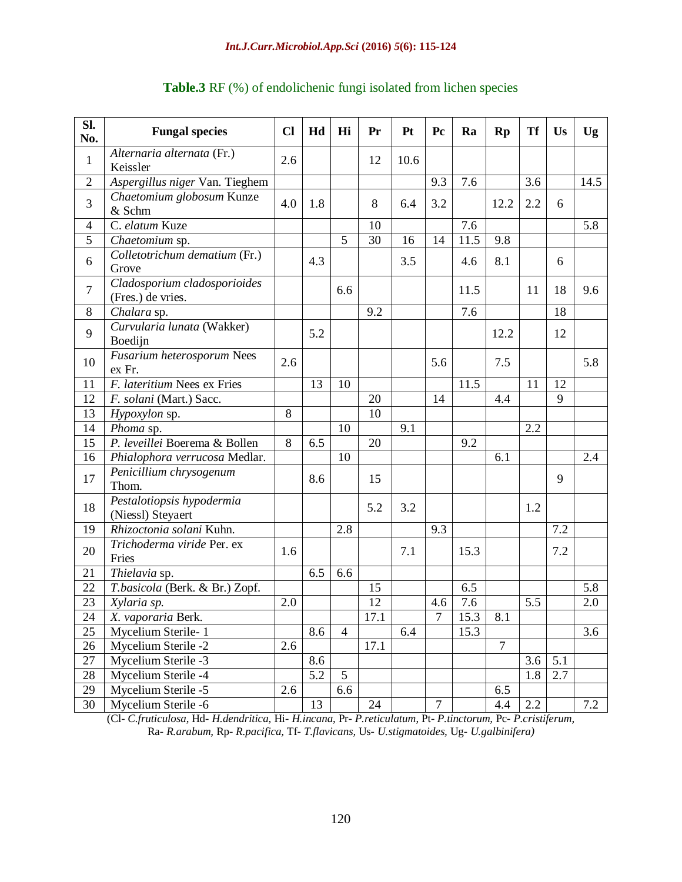**Table.3** RF (%) of endolichenic fungi isolated from lichen species

| Sl. No. | Fungal species | Cl | Hd | Hi | Pr | Pt | Pc | Ra | Rp | Tf | Us | Ug |
|---|---|---|---|---|---|---|---|---|---|---|---|---|
| 1 | *Alternaria alternata* (Fr.) Keissler | 2.6 | | | 12 | 10.6 | | | | | | |
| 2 | *Aspergillus niger* Van. Tieghem | | | | | | 9.3 | 7.6 | | 3.6 | | 14.5 |
| 3 | *Chaetomium globosum* Kunze & Schm | 4.0 | 1.8 | | 8 | 6.4 | 3.2 | | 12.2 | 2.2 | 6 | |
| 4 | C. *elatum* Kuze | | | | 10 | | | 7.6 | | | | 5.8 |
| 5 | *Chaetomium* sp. | | | 5 | 30 | 16 | 14 | 11.5 | 9.8 | | | |
| 6 | *Colletotrichum dematium* (Fr.) Grove | | 4.3 | | | 3.5 | | 4.6 | 8.1 | | 6 | |
| 7 | *Cladosporium cladosporioides* (Fres.) de vries. | | | 6.6 | | | | 11.5 | | 11 | 18 | 9.6 |
| 8 | *Chalara* sp. | | | | 9.2 | | | 7.6 | | | 18 | |
| 9 | *Curvularia lunata* (Wakker) Boedijn | | 5.2 | | | | | | 12.2 | | 12 | |
| 10 | *Fusarium heterosporum* Nees ex Fr. | 2.6 | | | | | 5.6 | | 7.5 | | | 5.8 |
| 11 | *F. lateritium* Nees ex Fries | | 13 | 10 | | | | 11.5 | | 11 | 12 | |
| 12 | *F. solani* (Mart.) Sacc. | | | | 20 | | 14 | | 4.4 | | 9 | |
| 13 | *Hypoxylon* sp. | 8 | | | 10 | | | | | | | |
| 14 | *Phoma* sp. | | | 10 | | 9.1 | | | | 2.2 | | |
| 15 | *P. leveillei* Boerema & Bollen | 8 | 6.5 | | 20 | | | 9.2 | | | | |
| 16 | *Phialophora verrucosa* Medlar. | | | 10 | | | | | 6.1 | | | 2.4 |
| 17 | *Penicillium chrysogenum* Thom. | | 8.6 | | 15 | | | | | | 9 | |
| 18 | *Pestalotiopsis hypodermia* (Niessl) Steyaert | | | | 5.2 | 3.2 | | | | 1.2 | | |
| 19 | *Rhizoctonia solani* Kuhn. | | | 2.8 | | | 9.3 | | | | 7.2 | |
| 20 | *Trichoderma viride* Per. ex Fries | 1.6 | | | | 7.1 | | 15.3 | | | 7.2 | |
| 21 | *Thielavia* sp. | | 6.5 | 6.6 | | | | | | | | |
| 22 | *T.basicola* (Berk. & Br.) Zopf. | | | | 15 | | | 6.5 | | | | 5.8 |
| 23 | *Xylaria sp.* | 2.0 | | | 12 | | 4.6 | 7.6 | | 5.5 | | 2.0 |
| 24 | *X. vaporaria* Berk. | | | | 17.1 | | 7 | 15.3 | 8.1 | | | |
| 25 | Mycelium Sterile- 1 | | 8.6 | 4 | | 6.4 | | 15.3 | | | | 3.6 |
| 26 | Mycelium Sterile -2 | 2.6 | | | 17.1 | | | | 7 | | | |
| 27 | Mycelium Sterile -3 | | 8.6 | | | | | | | 3.6 | 5.1 | |
| 28 | Mycelium Sterile -4 | | 5.2 | 5 | | | | | | 1.8 | 2.7 | |
| 29 | Mycelium Sterile -5 | 2.6 | | 6.6 | | | | | 6.5 | | | |
| 30 | Mycelium Sterile -6 | | 13 | | 24 | | 7 | | 4.4 | 2.2 | | 7.2 |

(Cl- *C.fruticulosa*, Hd- *H.dendritica*, Hi- *H.incana*, Pr- *P.reticulatum*, Pt- *P.tinctorum*, Pc- *P.cristiferum*, Ra- *R.arabum*, Rp- *R.pacifica*, Tf- *T.flavicans*, Us- *U.stigmatoides*, Ug- *U.galbinifera)*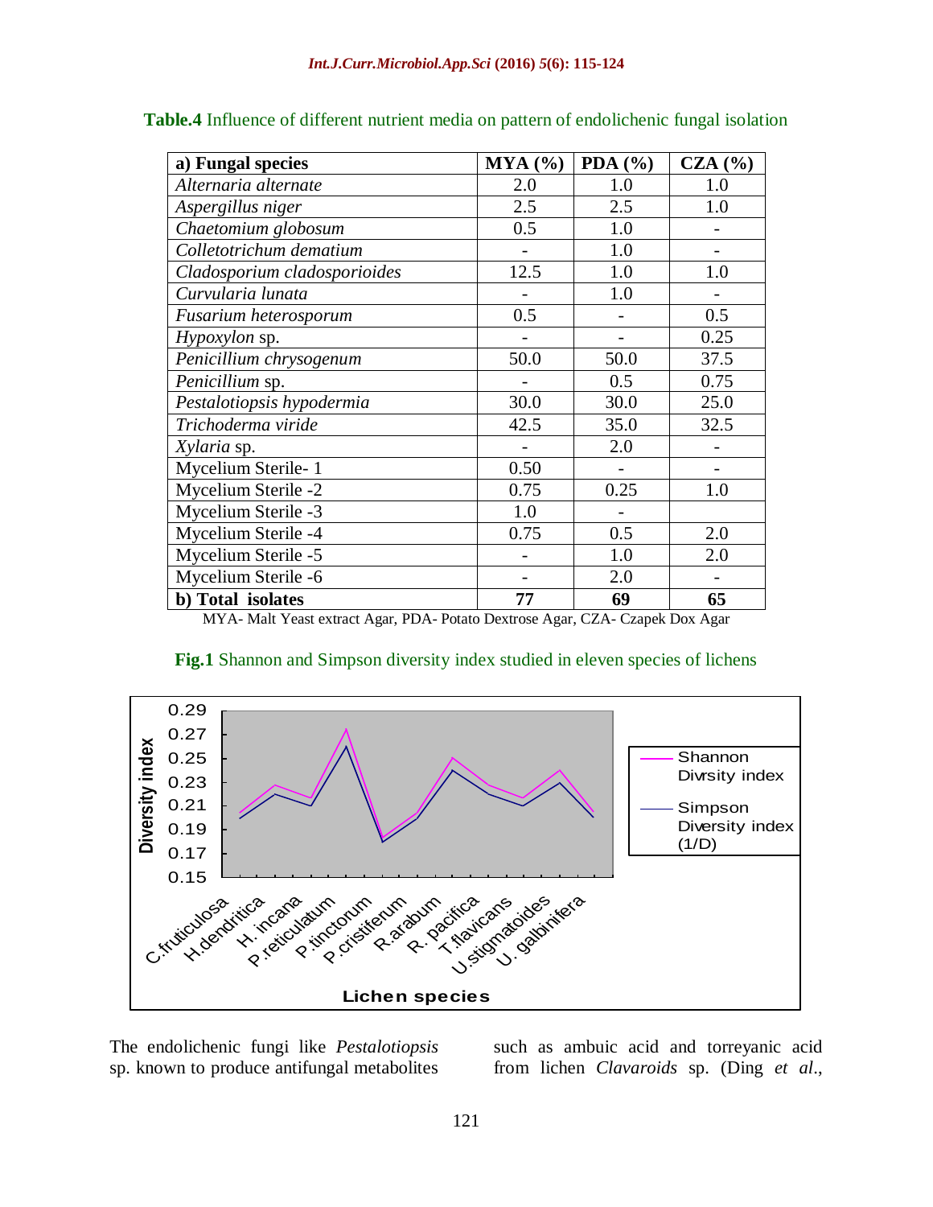**Table.4** Influence of different nutrient media on pattern of endolichenic fungal isolation

| a) Fungal species | MYA (%) | PDA (%) | CZA (%) |
|---|---|---|---|
| *Alternaria alternate* | 2.0 | 1.0 | 1.0 |
| *Aspergillus niger* | 2.5 | 2.5 | 1.0 |
| *Chaetomium globosum* | 0.5 | 1.0 | - |
| *Colletotrichum dematium* | - | 1.0 | - |
| *Cladosporium cladosporioides* | 12.5 | 1.0 | 1.0 |
| *Curvularia lunata* | - | 1.0 | - |
| *Fusarium heterosporum* | 0.5 | - | 0.5 |
| *Hypoxylon* sp. | - | - | 0.25 |
| *Penicillium chrysogenum* | 50.0 | 50.0 | 37.5 |
| *Penicillium* sp. | - | 0.5 | 0.75 |
| *Pestalotiopsis hypodermia* | 30.0 | 30.0 | 25.0 |
| *Trichoderma viride* | 42.5 | 35.0 | 32.5 |
| *Xylaria* sp. | - | 2.0 | - |
| Mycelium Sterile- 1 | 0.50 | - | - |
| Mycelium Sterile -2 | 0.75 | 0.25 | 1.0 |
| Mycelium Sterile -3 | 1.0 | - | |
| Mycelium Sterile -4 | 0.75 | 0.5 | 2.0 |
| Mycelium Sterile -5 | - | 1.0 | 2.0 |
| Mycelium Sterile -6 | - | 2.0 | - |
| **b) Total isolates** | **77** | **69** | **65** |

MYA- Malt Yeast extract Agar, PDA- Potato Dextrose Agar, CZA- Czapek Dox Agar

**Fig.1** Shannon and Simpson diversity index studied in eleven species of lichens

The endolichenic fungi like *Pestalotiopsis* sp. known to produce antifungal metabolites such as ambuic acid and torreyanic acid from lichen *Clavaroids* sp. (Ding *et al*.,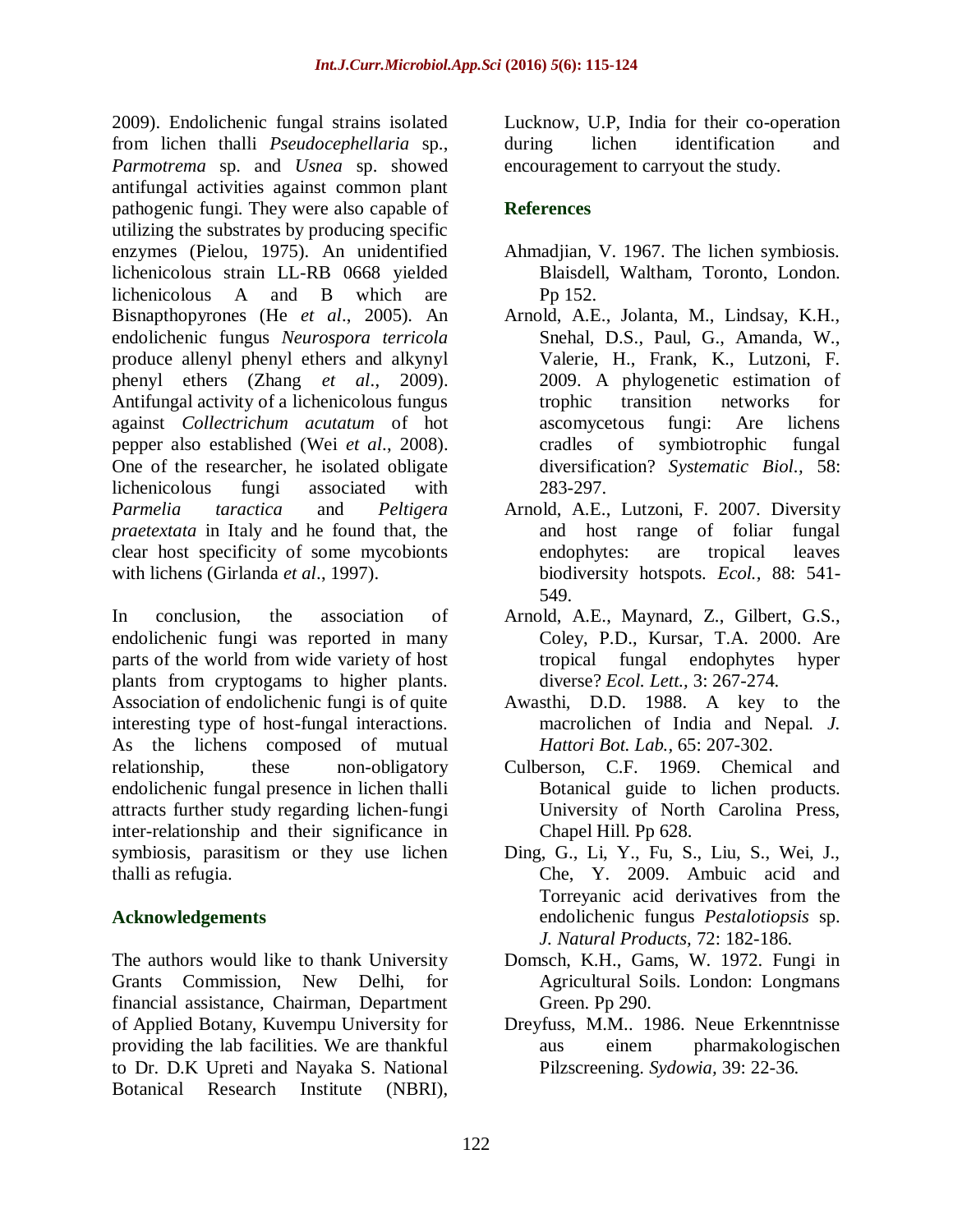2009). Endolichenic fungal strains isolated from lichen thalli *Pseudocephellaria* sp., *Parmotrema* sp. and *Usnea* sp. showed antifungal activities against common plant pathogenic fungi. They were also capable of utilizing the substrates by producing specific enzymes (Pielou, 1975). An unidentified lichenicolous strain LL-RB 0668 yielded lichenicolous A and B which are Bisnapthopyrones (He *et al*., 2005). An endolichenic fungus *Neurospora terricola* produce allenyl phenyl ethers and alkynyl phenyl ethers (Zhang *et al*., 2009). Antifungal activity of a lichenicolous fungus against *Collectrichum acutatum* of hot pepper also established (Wei *et al*., 2008). One of the researcher, he isolated obligate lichenicolous fungi associated with *Parmelia taractica* and *Peltigera praetextata* in Italy and he found that, the clear host specificity of some mycobionts with lichens (Girlanda *et al*., 1997).

In conclusion, the association of endolichenic fungi was reported in many parts of the world from wide variety of host plants from cryptogams to higher plants. Association of endolichenic fungi is of quite interesting type of host-fungal interactions. As the lichens composed of mutual relationship, these non-obligatory endolichenic fungal presence in lichen thalli attracts further study regarding lichen-fungi inter-relationship and their significance in symbiosis, parasitism or they use lichen thalli as refugia.

## Acknowledgements

The authors would like to thank University Grants Commission, New Delhi, for financial assistance, Chairman, Department of Applied Botany, Kuvempu University for providing the lab facilities. We are thankful to Dr. D.K Upreti and Nayaka S. National Botanical Research Institute (NBRI), Lucknow, U.P, India for their co-operation during lichen identification and encouragement to carryout the study.

## References

Ahmadjian, V. 1967. The lichen symbiosis. Blaisdell, Waltham, Toronto, London. Pp 152.

Arnold, A.E., Jolanta, M., Lindsay, K.H., Snehal, D.S., Paul, G., Amanda, W., Valerie, H., Frank, K., Lutzoni, F. 2009. A phylogenetic estimation of trophic transition networks for ascomycetous fungi: Are lichens cradles of symbiotrophic fungal diversification? *Systematic Biol.,* 58: 283-297.

Arnold, A.E., Lutzoni, F. 2007. Diversity and host range of foliar fungal endophytes: are tropical leaves biodiversity hotspots. *Ecol.,* 88: 541-549.

Arnold, A.E., Maynard, Z., Gilbert, G.S., Coley, P.D., Kursar, T.A. 2000. Are tropical fungal endophytes hyper diverse? *Ecol. Lett.,* 3: 267-274.

Awasthi, D.D. 1988. A key to the macrolichen of India and Nepal. *J. Hattori Bot. Lab.,* 65: 207-302.

Culberson, C.F. 1969. Chemical and Botanical guide to lichen products. University of North Carolina Press, Chapel Hill. Pp 628.

Ding, G., Li, Y., Fu, S., Liu, S., Wei, J., Che, Y. 2009. Ambuic acid and Torreyanic acid derivatives from the endolichenic fungus *Pestalotiopsis* sp. *J. Natural Products,* 72: 182-186.

Domsch, K.H., Gams, W. 1972. Fungi in Agricultural Soils. London: Longmans Green. Pp 290.

Dreyfuss, M.M.. 1986. Neue Erkenntnisse aus einem pharmakologischen Pilzscreening. *Sydowia,* 39: 22-36.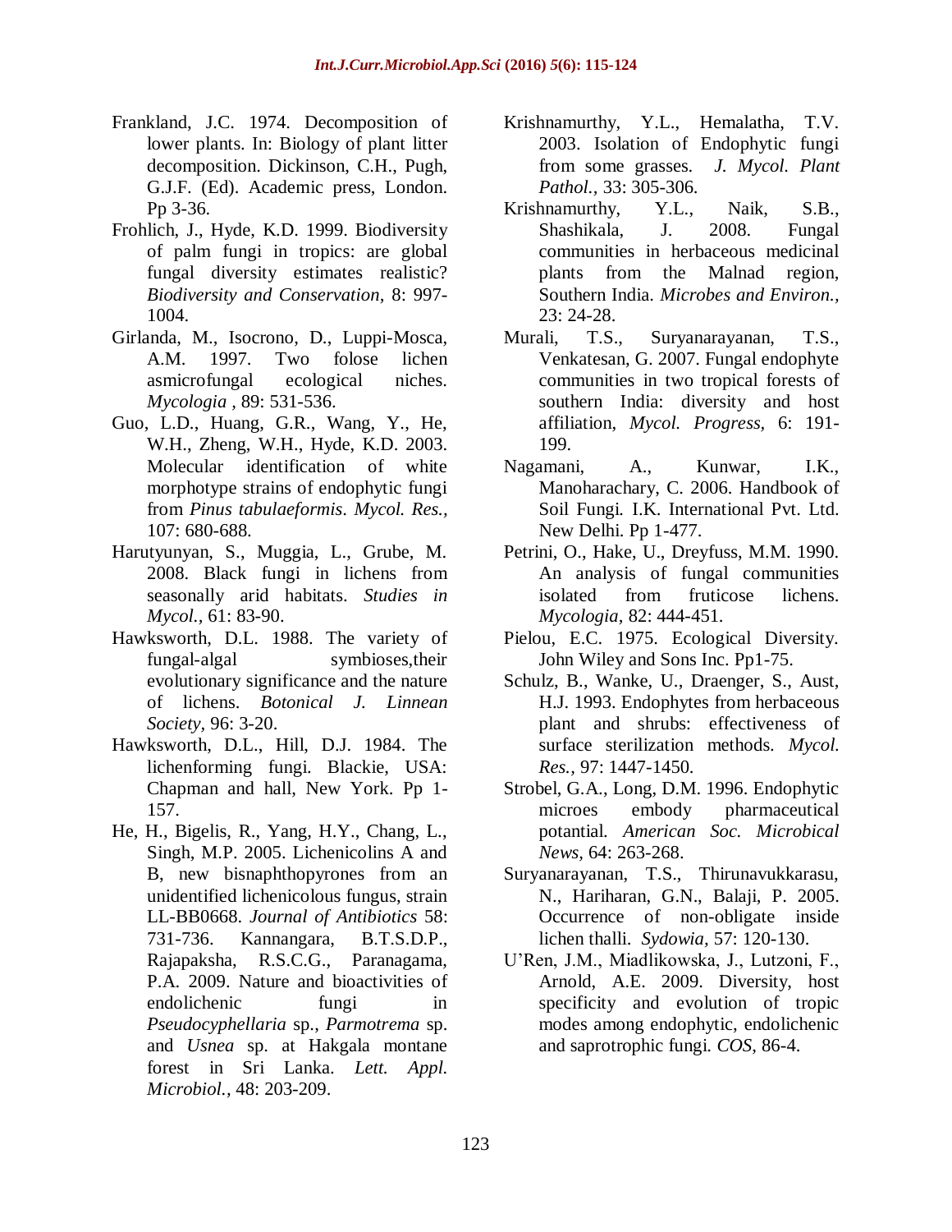Frankland, J.C. 1974. Decomposition of lower plants. In: Biology of plant litter decomposition. Dickinson, C.H., Pugh, G.J.F. (Ed). Academic press, London. Pp 3-36.

Frohlich, J., Hyde, K.D. 1999. Biodiversity of palm fungi in tropics: are global fungal diversity estimates realistic? *Biodiversity and Conservation,* 8: 997-1004.

Girlanda, M., Isocrono, D., Luppi-Mosca, A.M. 1997. Two folose lichen asmicrofungal ecological niches. *Mycologia ,* 89: 531-536.

Guo, L.D., Huang, G.R., Wang, Y., He, W.H., Zheng, W.H., Hyde, K.D. 2003. Molecular identification of white morphotype strains of endophytic fungi from *Pinus tabulaeformis*. *Mycol. Res.,* 107: 680-688.

Harutyunyan, S., Muggia, L., Grube, M. 2008. Black fungi in lichens from seasonally arid habitats. *Studies in Mycol.,* 61: 83-90.

Hawksworth, D.L. 1988. The variety of fungal-algal symbioses,their evolutionary significance and the nature of lichens. *Botonical J. Linnean Society,* 96: 3-20.

Hawksworth, D.L., Hill, D.J. 1984. The lichenforming fungi. Blackie, USA: Chapman and hall, New York. Pp 1-157.

He, H., Bigelis, R., Yang, H.Y., Chang, L., Singh, M.P. 2005. Lichenicolins A and B, new bisnaphthopyrones from an unidentified lichenicolous fungus, strain LL-BB0668. *Journal of Antibiotics* 58: 731-736. Kannangara, B.T.S.D.P., Rajapaksha, R.S.C.G., Paranagama, P.A. 2009. Nature and bioactivities of endolichenic fungi in *Pseudocyphellaria* sp., *Parmotrema* sp. and *Usnea* sp. at Hakgala montane forest in Sri Lanka. *Lett. Appl. Microbiol.,* 48: 203-209.

Krishnamurthy, Y.L., Hemalatha, T.V. 2003. Isolation of Endophytic fungi from some grasses. *J. Mycol. Plant Pathol.,* 33: 305-306.

Krishnamurthy, Y.L., Naik, S.B., Shashikala, J. 2008. Fungal communities in herbaceous medicinal plants from the Malnad region, Southern India. *Microbes and Environ.,* 23: 24-28.

Murali, T.S., Suryanarayanan, T.S., Venkatesan, G. 2007. Fungal endophyte communities in two tropical forests of southern India: diversity and host affiliation, *Mycol. Progress,* 6: 191-199.

Nagamani, A., Kunwar, I.K., Manoharachary, C. 2006. Handbook of Soil Fungi. I.K. International Pvt. Ltd. New Delhi. Pp 1-477.

Petrini, O., Hake, U., Dreyfuss, M.M. 1990. An analysis of fungal communities isolated from fruticose lichens. *Mycologia,* 82: 444-451.

Pielou, E.C. 1975. Ecological Diversity. John Wiley and Sons Inc. Pp1-75.

Schulz, B., Wanke, U., Draenger, S., Aust, H.J. 1993. Endophytes from herbaceous plant and shrubs: effectiveness of surface sterilization methods. *Mycol. Res.,* 97: 1447-1450.

Strobel, G.A., Long, D.M. 1996. Endophytic microes embody pharmaceutical potantial. *American Soc. Microbical News,* 64: 263-268.

Suryanarayanan, T.S., Thirunavukkarasu, N., Hariharan, G.N., Balaji, P. 2005. Occurrence of non-obligate inside lichen thalli. *Sydowia,* 57: 120-130.

U'Ren, J.M., Miadlikowska, J., Lutzoni, F., Arnold, A.E. 2009. Diversity, host specificity and evolution of tropic modes among endophytic, endolichenic and saprotrophic fungi. *COS,* 86-4.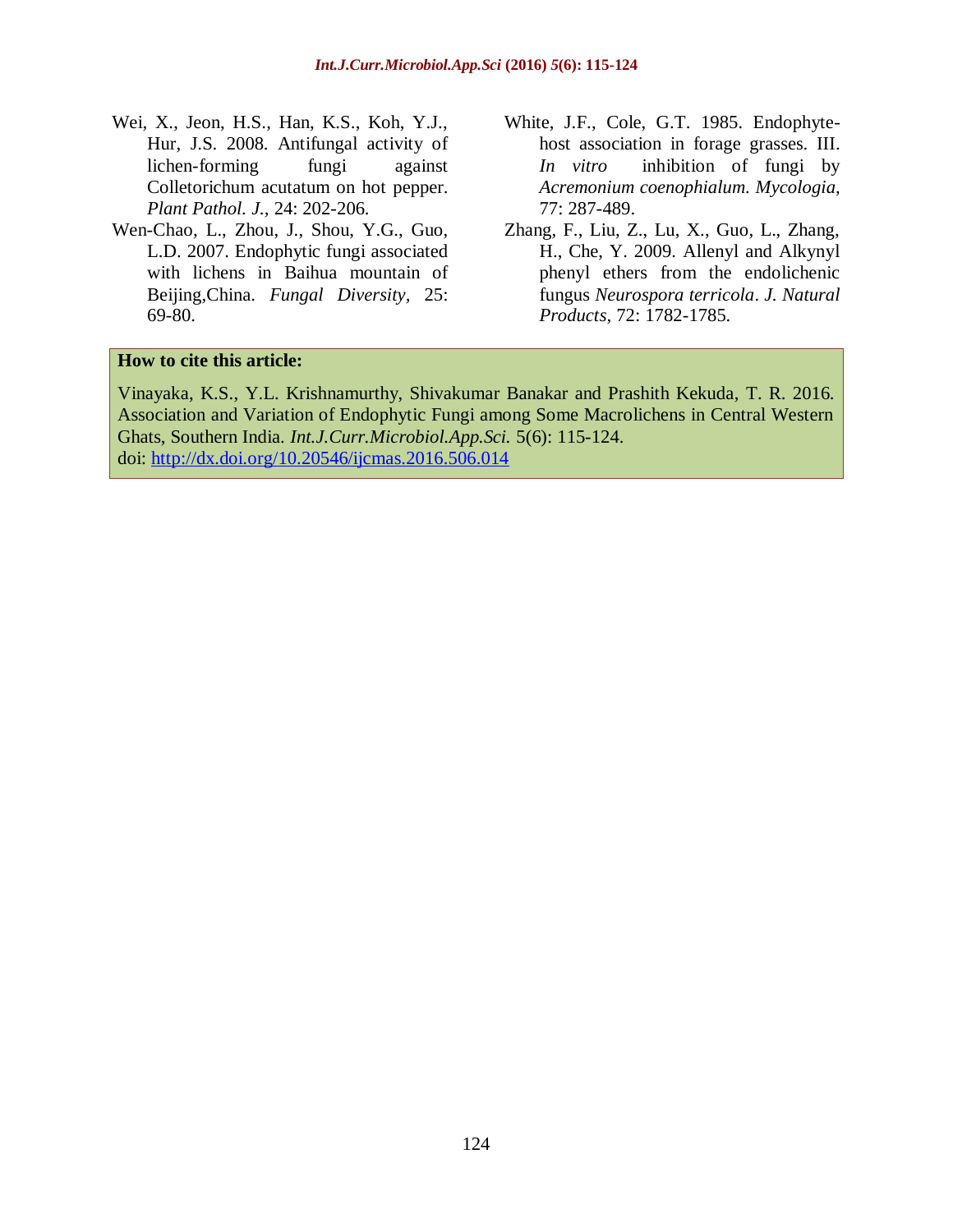Wei, X., Jeon, H.S., Han, K.S., Koh, Y.J., Hur, J.S. 2008. Antifungal activity of lichen-forming fungi against Colletorichum acutatum on hot pepper. *Plant Pathol. J.,* 24: 202-206.

Wen-Chao, L., Zhou, J., Shou, Y.G., Guo, L.D. 2007. Endophytic fungi associated with lichens in Baihua mountain of Beijing,China. *Fungal Diversity,* 25: 69-80.

White, J.F., Cole, G.T. 1985. Endophyte-host association in forage grasses. III. *In vitro* inhibition of fungi by *Acremonium coenophialum. Mycologia,* 77: 287-489.

Zhang, F., Liu, Z., Lu, X., Guo, L., Zhang, H., Che, Y. 2009. Allenyl and Alkynyl phenyl ethers from the endolichenic fungus *Neurospora terricola*. *J. Natural Products,* 72: 1782-1785.

**How to cite this article:**

Vinayaka, K.S., Y.L. Krishnamurthy, Shivakumar Banakar and Prashith Kekuda, T. R. 2016. Association and Variation of Endophytic Fungi among Some Macrolichens in Central Western Ghats, Southern India. *Int.J.Curr.Microbiol.App.Sci.* 5(6): 115-124.
doi: http://dx.doi.org/10.20546/ijcmas.2016.506.014